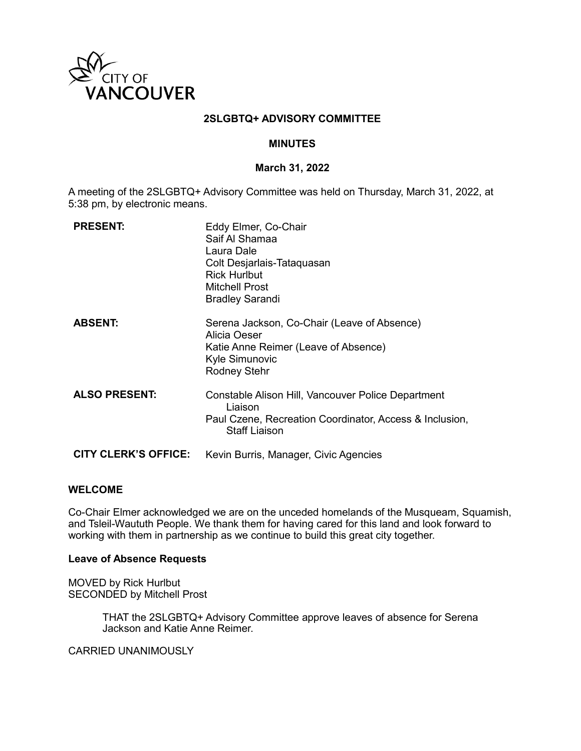CITY OF VANCOUVER

# 2SLGBTQ+ ADVISORY COMMITTEE

## MINUTES

### March 31, 2022

A meeting of the 2SLGBTQ+ Advisory Committee was held on Thursday, March 31, 2022, at 5:38 pm, by electronic means.

| | |
|---|---|
| **PRESENT:** | Eddy Elmer, Co-Chair<br>Saif Al Shamaa<br>Laura Dale<br>Colt Desjarlais-Tataquasan<br>Rick Hurlbut<br>Mitchell Prost<br>Bradley Sarandi |
| **ABSENT:** | Serena Jackson, Co-Chair (Leave of Absence)<br>Alicia Oeser<br>Katie Anne Reimer (Leave of Absence)<br>Kyle Simunovic<br>Rodney Stehr |
| **ALSO PRESENT:** | Constable Alison Hill, Vancouver Police Department Liaison<br>Paul Czene, Recreation Coordinator, Access & Inclusion, Staff Liaison |
| **CITY CLERK'S OFFICE:** | Kevin Burris, Manager, Civic Agencies |

**WELCOME**

Co-Chair Elmer acknowledged we are on the unceded homelands of the Musqueam, Squamish, and Tsleil-Waututh People. We thank them for having cared for this land and look forward to working with them in partnership as we continue to build this great city together.

**Leave of Absence Requests**

MOVED by Rick Hurlbut
SECONDED by Mitchell Prost

> THAT the 2SLGBTQ+ Advisory Committee approve leaves of absence for Serena Jackson and Katie Anne Reimer.

CARRIED UNANIMOUSLY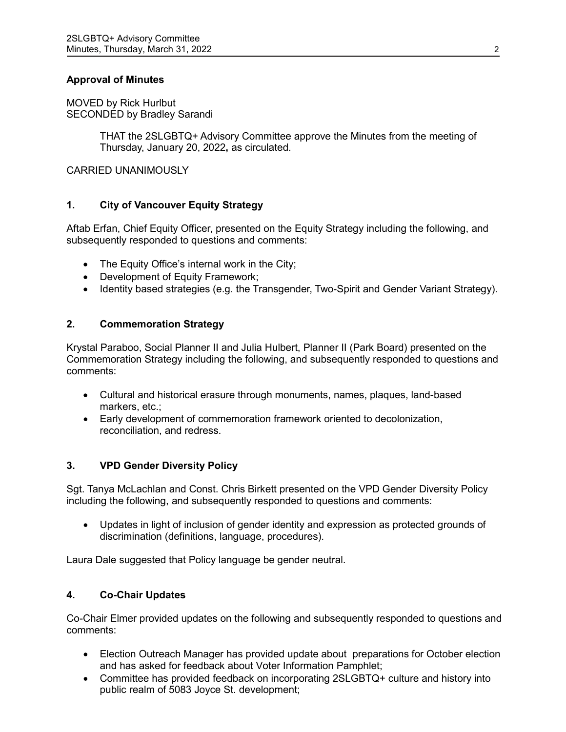**Approval of Minutes**

MOVED by Rick Hurlbut
SECONDED by Bradley Sarandi

> THAT the 2SLGBTQ+ Advisory Committee approve the Minutes from the meeting of Thursday, January 20, 2022**,** as circulated.

CARRIED UNANIMOUSLY

## 1. City of Vancouver Equity Strategy

Aftab Erfan, Chief Equity Officer, presented on the Equity Strategy including the following, and subsequently responded to questions and comments:

- The Equity Office's internal work in the City;
- Development of Equity Framework;
- Identity based strategies (e.g. the Transgender, Two-Spirit and Gender Variant Strategy).

## 2. Commemoration Strategy

Krystal Paraboo, Social Planner II and Julia Hulbert, Planner II (Park Board) presented on the Commemoration Strategy including the following, and subsequently responded to questions and comments:

- Cultural and historical erasure through monuments, names, plaques, land-based markers, etc.;
- Early development of commemoration framework oriented to decolonization, reconciliation, and redress.

## 3. VPD Gender Diversity Policy

Sgt. Tanya McLachlan and Const. Chris Birkett presented on the VPD Gender Diversity Policy including the following, and subsequently responded to questions and comments:

- Updates in light of inclusion of gender identity and expression as protected grounds of discrimination (definitions, language, procedures).

Laura Dale suggested that Policy language be gender neutral.

## 4. Co-Chair Updates

Co-Chair Elmer provided updates on the following and subsequently responded to questions and comments:

- Election Outreach Manager has provided update about preparations for October election and has asked for feedback about Voter Information Pamphlet;
- Committee has provided feedback on incorporating 2SLGBTQ+ culture and history into public realm of 5083 Joyce St. development;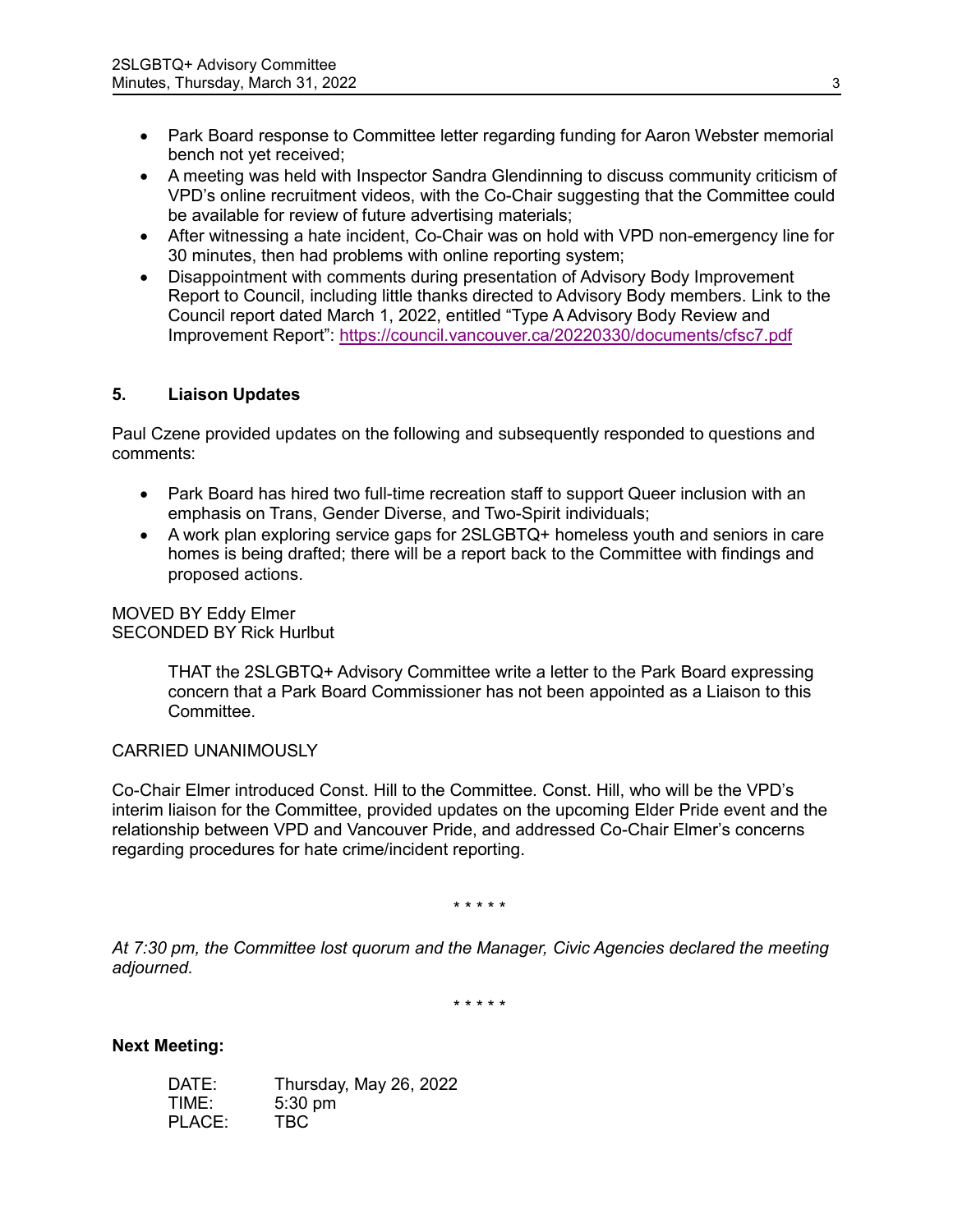- Park Board response to Committee letter regarding funding for Aaron Webster memorial bench not yet received;
- A meeting was held with Inspector Sandra Glendinning to discuss community criticism of VPD's online recruitment videos, with the Co-Chair suggesting that the Committee could be available for review of future advertising materials;
- After witnessing a hate incident, Co-Chair was on hold with VPD non-emergency line for 30 minutes, then had problems with online reporting system;
- Disappointment with comments during presentation of Advisory Body Improvement Report to Council, including little thanks directed to Advisory Body members. Link to the Council report dated March 1, 2022, entitled "Type A Advisory Body Review and Improvement Report": https://council.vancouver.ca/20220330/documents/cfsc7.pdf

### 5. Liaison Updates

Paul Czene provided updates on the following and subsequently responded to questions and comments:

- Park Board has hired two full-time recreation staff to support Queer inclusion with an emphasis on Trans, Gender Diverse, and Two-Spirit individuals;
- A work plan exploring service gaps for 2SLGBTQ+ homeless youth and seniors in care homes is being drafted; there will be a report back to the Committee with findings and proposed actions.

MOVED BY Eddy Elmer
SECONDED BY Rick Hurlbut

> THAT the 2SLGBTQ+ Advisory Committee write a letter to the Park Board expressing concern that a Park Board Commissioner has not been appointed as a Liaison to this Committee.

CARRIED UNANIMOUSLY

Co-Chair Elmer introduced Const. Hill to the Committee. Const. Hill, who will be the VPD's interim liaison for the Committee, provided updates on the upcoming Elder Pride event and the relationship between VPD and Vancouver Pride, and addressed Co-Chair Elmer's concerns regarding procedures for hate crime/incident reporting.

* * * * *

*At 7:30 pm, the Committee lost quorum and the Manager, Civic Agencies declared the meeting adjourned.*

* * * * *

**Next Meeting:**

DATE: Thursday, May 26, 2022
TIME: 5:30 pm
PLACE: TBC